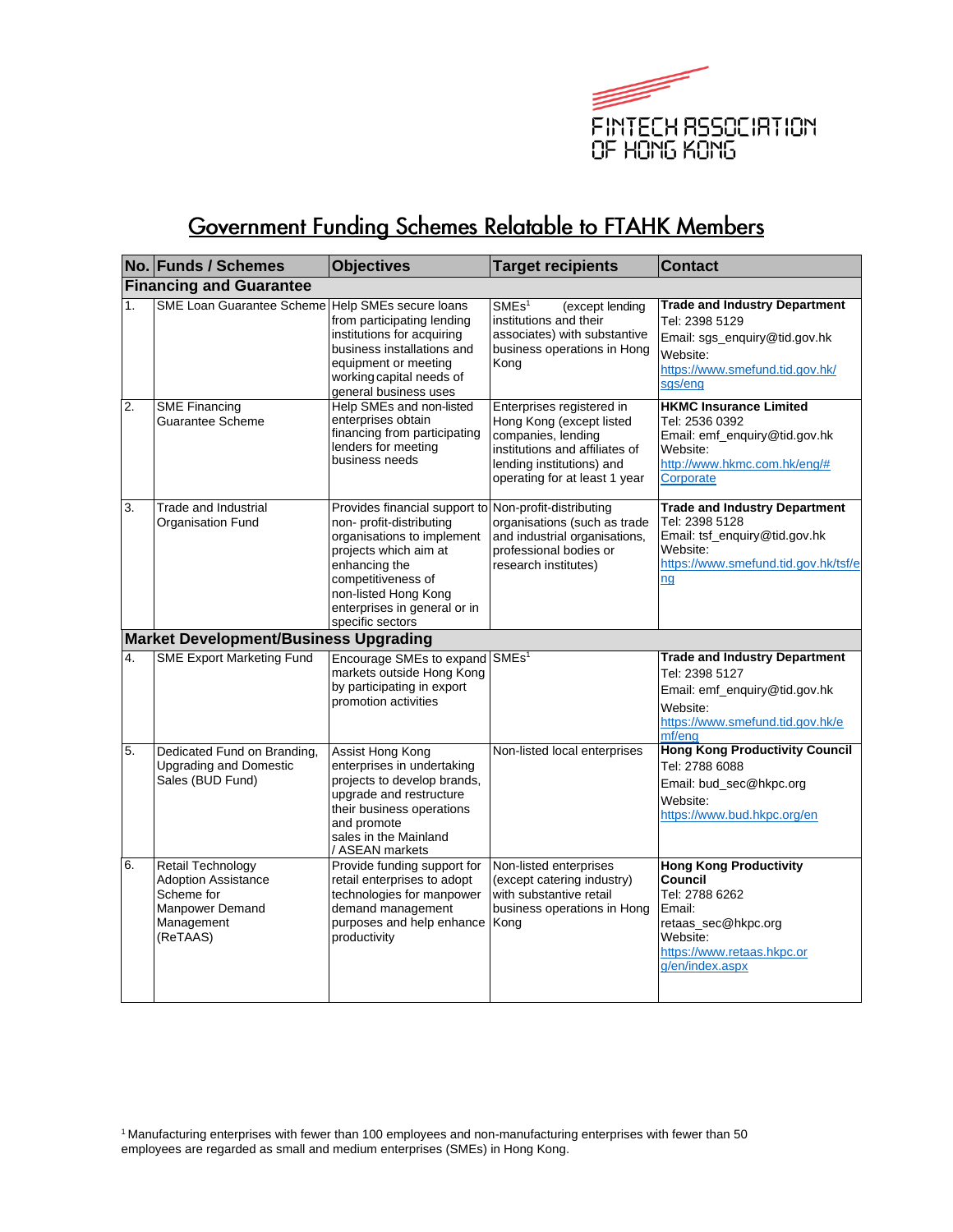FINTECH ASSOCIATION OF HONG KONG

# Government Funding Schemes Relatable to FTAHK Members

| No. | Funds / Schemes | Objectives | Target recipients | Contact |
|---|---|---|---|---|
| **Financing and Guarantee** | | | | |
| 1. | SME Loan Guarantee Scheme | Help SMEs secure loans from participating lending institutions for acquiring business installations and equipment or meeting working capital needs of general business uses | SMEs[1] (except lending institutions and their associates) with substantive business operations in Hong Kong | **Trade and Industry Department** Tel: 2398 5129 Email: sgs_enquiry@tid.gov.hk Website: https://www.smefund.tid.gov.hk/sgs/eng |
| 2. | SME Financing Guarantee Scheme | Help SMEs and non-listed enterprises obtain financing from participating lenders for meeting business needs | Enterprises registered in Hong Kong (except listed companies, lending institutions and affiliates of lending institutions) and operating for at least 1 year | **HKMC Insurance Limited** Tel: 2536 0392 Email: emf_enquiry@tid.gov.hk Website: http://www.hkmc.com.hk/eng/#Corporate |
| 3. | Trade and Industrial Organisation Fund | Provides financial support to non- profit-distributing organisations to implement projects which aim at enhancing the competitiveness of non-listed Hong Kong enterprises in general or in specific sectors | Non-profit-distributing organisations (such as trade and industrial organisations, professional bodies or research institutes) | **Trade and Industry Department** Tel: 2398 5128 Email: tsf_enquiry@tid.gov.hk Website: https://www.smefund.tid.gov.hk/tsf/eng |
| **Market Development/Business Upgrading** | | | | |
| 4. | SME Export Marketing Fund | Encourage SMEs to expand markets outside Hong Kong by participating in export promotion activities | SMEs[1] | **Trade and Industry Department** Tel: 2398 5127 Email: emf_enquiry@tid.gov.hk Website: https://www.smefund.tid.gov.hk/emf/eng |
| 5. | Dedicated Fund on Branding, Upgrading and Domestic Sales (BUD Fund) | Assist Hong Kong enterprises in undertaking projects to develop brands, upgrade and restructure their business operations and promote sales in the Mainland / ASEAN markets | Non-listed local enterprises | **Hong Kong Productivity Council** Tel: 2788 6088 Email: bud_sec@hkpc.org Website: https://www.bud.hkpc.org/en |
| 6. | Retail Technology Adoption Assistance Scheme for Manpower Demand Management (ReTAAS) | Provide funding support for retail enterprises to adopt technologies for manpower demand management purposes and help enhance productivity | Non-listed enterprises (except catering industry) with substantive retail business operations in Hong Kong | **Hong Kong Productivity Council** Tel: 2788 6262 Email: retaas_sec@hkpc.org Website: https://www.retaas.hkpc.org/en/index.aspx |

[1] Manufacturing enterprises with fewer than 100 employees and non-manufacturing enterprises with fewer than 50 employees are regarded as small and medium enterprises (SMEs) in Hong Kong.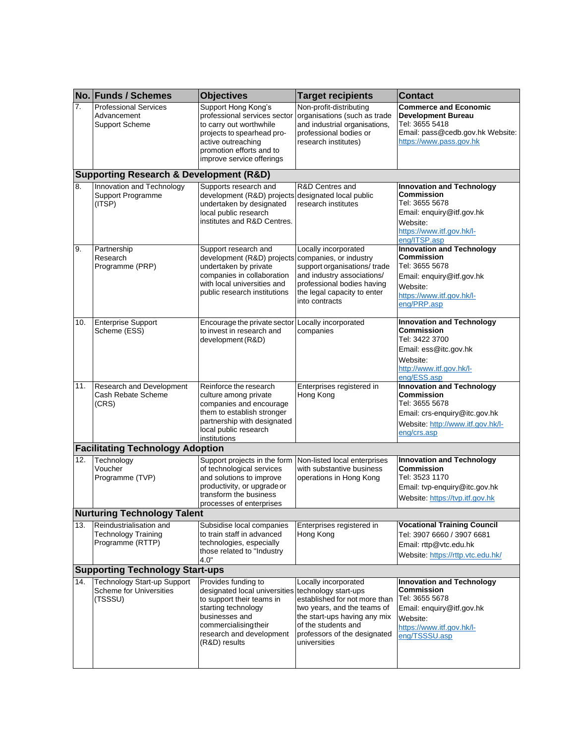| No. | Funds / Schemes | Objectives | Target recipients | Contact |
|---|---|---|---|---|
| 7. | Professional Services Advancement Support Scheme | Support Hong Kong's professional services sector to carry out worthwhile projects to spearhead pro-active outreaching promotion efforts and to improve service offerings | Non-profit-distributing organisations (such as trade and industrial organisations, professional bodies or research institutes) | **Commerce and Economic Development Bureau** Tel: 3655 5418 Email: pass@cedb.gov.hk Website: https://www.pass.gov.hk |
| **Supporting Research & Development (R&D)** | | | | |
| 8. | Innovation and Technology Support Programme (ITSP) | Supports research and development (R&D) projects undertaken by designated local public research institutes and R&D Centres. | R&D Centres and designated local public research institutes | **Innovation and Technology Commission** Tel: 3655 5678 Email: enquiry@itf.gov.hk Website: https://www.itf.gov.hk/l-eng/ITSP.asp |
| 9. | Partnership Research Programme (PRP) | Support research and development (R&D) projects undertaken by private companies in collaboration with local universities and public research institutions | Locally incorporated companies, or industry support organisations/ trade and industry associations/ professional bodies having the legal capacity to enter into contracts | **Innovation and Technology Commission** Tel: 3655 5678 Email: enquiry@itf.gov.hk Website: https://www.itf.gov.hk/l-eng/PRP.asp |
| 10. | Enterprise Support Scheme (ESS) | Encourage the private sector to invest in research and development (R&D) | Locally incorporated companies | **Innovation and Technology Commission** Tel: 3422 3700 Email: ess@itc.gov.hk Website: http://www.itf.gov.hk/l-eng/ESS.asp |
| 11. | Research and Development Cash Rebate Scheme (CRS) | Reinforce the research culture among private companies and encourage them to establish stronger partnership with designated local public research institutions | Enterprises registered in Hong Kong | **Innovation and Technology Commission** Tel: 3655 5678 Email: crs-enquiry@itc.gov.hk Website: http://www.itf.gov.hk/l-eng/crs.asp |
| **Facilitating Technology Adoption** | | | | |
| 12. | Technology Voucher Programme (TVP) | Support projects in the form of technological services and solutions to improve productivity, or upgrade or transform the business processes of enterprises | Non-listed local enterprises with substantive business operations in Hong Kong | **Innovation and Technology Commission** Tel: 3523 1170 Email: tvp-enquiry@itc.gov.hk Website: https://tvp.itf.gov.hk |
| **Nurturing Technology Talent** | | | | |
| 13. | Reindustrialisation and Technology Training Programme (RTTP) | Subsidise local companies to train staff in advanced technologies, especially those related to "Industry 4.0" | Enterprises registered in Hong Kong | **Vocational Training Council** Tel: 3907 6660 / 3907 6681 Email: rttp@vtc.edu.hk Website: https://rttp.vtc.edu.hk/ |
| **Supporting Technology Start-ups** | | | | |
| 14. | Technology Start-up Support Scheme for Universities (TSSSU) | Provides funding to designated local universities to support their teams in starting technology businesses and commercialising their research and development (R&D) results | Locally incorporated technology start-ups established for not more than two years, and the teams of the start-ups having any mix of the students and professors of the designated universities | **Innovation and Technology Commission** Tel: 3655 5678 Email: enquiry@itf.gov.hk Website: https://www.itf.gov.hk/l-eng/TSSSU.asp |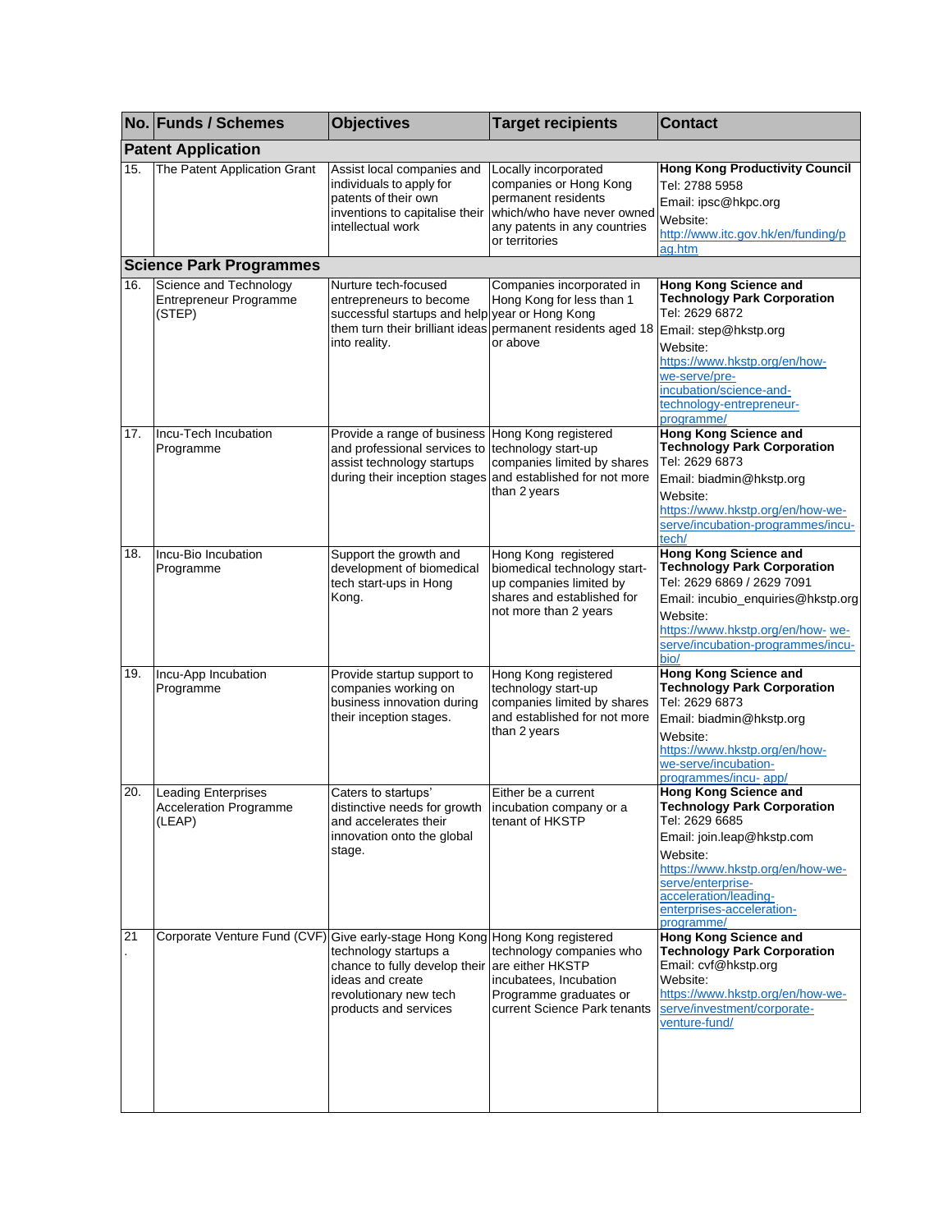| No. | Funds / Schemes | Objectives | Target recipients | Contact |
|---|---|---|---|---|
| **Patent Application** | | | | |
| 15. | The Patent Application Grant | Assist local companies and individuals to apply for patents of their own inventions to capitalise their intellectual work | Locally incorporated companies or Hong Kong permanent residents which/who have never owned any patents in any countries or territories | **Hong Kong Productivity Council** Tel: 2788 5958 Email: ipsc@hkpc.org Website: http://www.itc.gov.hk/en/funding/pag.htm |
| **Science Park Programmes** | | | | |
| 16. | Science and Technology Entrepreneur Programme (STEP) | Nurture tech-focused entrepreneurs to become successful startups and help them turn their brilliant ideas into reality. | Companies incorporated in Hong Kong for less than 1 year or Hong Kong permanent residents aged 18 or above | **Hong Kong Science and Technology Park Corporation** Tel: 2629 6872 Email: step@hkstp.org Website: https://www.hkstp.org/en/how-we-serve/pre-incubation/science-and-technology-entrepreneur-programme/ |
| 17. | Incu-Tech Incubation Programme | Provide a range of business and professional services to assist technology startups during their inception stages | Hong Kong registered technology start-up companies limited by shares and established for not more than 2 years | **Hong Kong Science and Technology Park Corporation** Tel: 2629 6873 Email: biadmin@hkstp.org Website: https://www.hkstp.org/en/how-we-serve/incubation-programmes/incu-tech/ |
| 18. | Incu-Bio Incubation Programme | Support the growth and development of biomedical tech start-ups in Hong Kong. | Hong Kong registered biomedical technology start-up companies limited by shares and established for not more than 2 years | **Hong Kong Science and Technology Park Corporation** Tel: 2629 6869 / 2629 7091 Email: incubio_enquiries@hkstp.org Website: https://www.hkstp.org/en/how- we-serve/incubation-programmes/incu-bio/ |
| 19. | Incu-App Incubation Programme | Provide startup support to companies working on business innovation during their inception stages. | Hong Kong registered technology start-up companies limited by shares and established for not more than 2 years | **Hong Kong Science and Technology Park Corporation** Tel: 2629 6873 Email: biadmin@hkstp.org Website: https://www.hkstp.org/en/how-we-serve/incubation-programmes/incu- app/ |
| 20. | Leading Enterprises Acceleration Programme (LEAP) | Caters to startups' distinctive needs for growth and accelerates their innovation onto the global stage. | Either be a current incubation company or a tenant of HKSTP | **Hong Kong Science and Technology Park Corporation** Tel: 2629 6685 Email: join.leap@hkstp.com Website: https://www.hkstp.org/en/how-we-serve/enterprise-acceleration/leading-enterprises-acceleration-programme/ |
| 21. | Corporate Venture Fund (CVF) | Give early-stage Hong Kong technology startups a chance to fully develop their ideas and create revolutionary new tech products and services | Hong Kong registered technology companies who are either HKSTP incubatees, Incubation Programme graduates or current Science Park tenants | **Hong Kong Science and Technology Park Corporation** Email: cvf@hkstp.org Website: https://www.hkstp.org/en/how-we-serve/investment/corporate-venture-fund/ |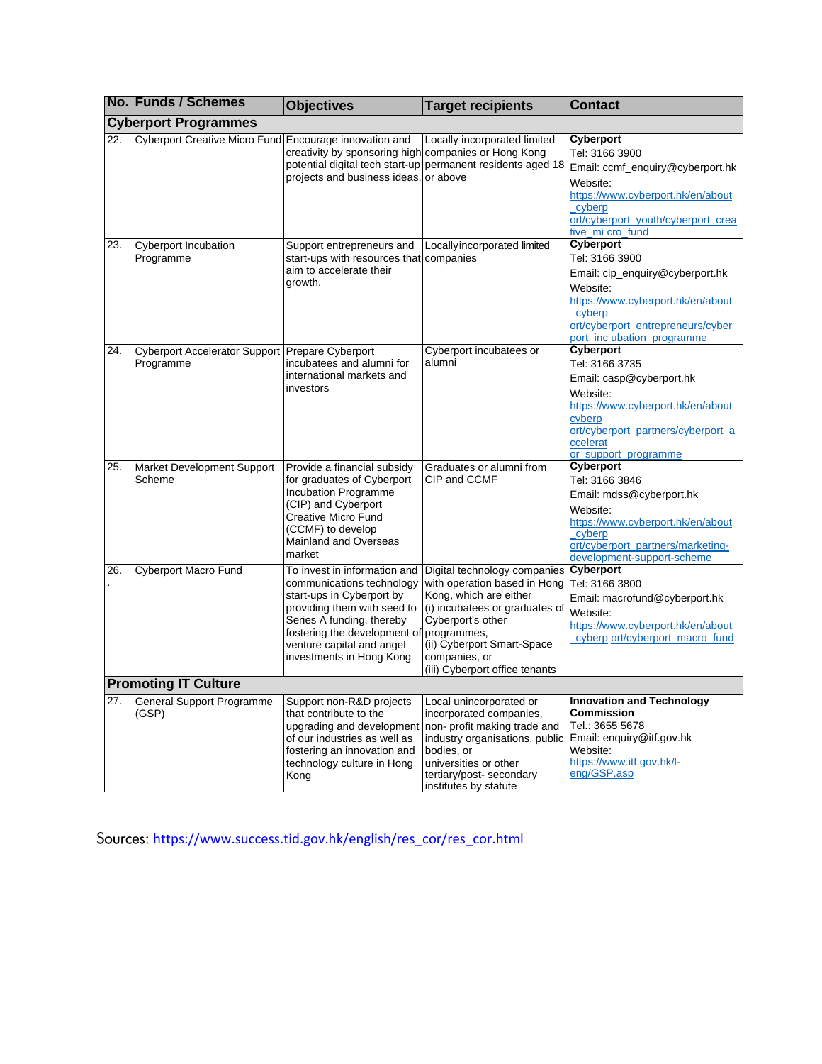| No. | Funds / Schemes | Objectives | Target recipients | Contact |
|---|---|---|---|---|
| **Cyberport Programmes** | | | | |
| 22. | Cyberport Creative Micro Fund | Encourage innovation and creativity by sponsoring high potential digital tech start-up projects and business ideas. | Locally incorporated limited companies or Hong Kong permanent residents aged 18 or above | **Cyberport** Tel: 3166 3900 Email: ccmf_enquiry@cyberport.hk Website: https://www.cyberport.hk/en/about_cyberport/cyberport_youth/cyberport_creative_micro_fund |
| 23. | Cyberport Incubation Programme | Support entrepreneurs and start-ups with resources that aim to accelerate their growth. | Locallyincorporated limited companies | **Cyberport** Tel: 3166 3900 Email: cip_enquiry@cyberport.hk Website: https://www.cyberport.hk/en/about_cyberport/cyberport_entrepreneurs/cyberport_incubation_programme |
| 24. | Cyberport Accelerator Support Programme | Prepare Cyberport incubatees and alumni for international markets and investors | Cyberport incubatees or alumni | **Cyberport** Tel: 3166 3735 Email: casp@cyberport.hk Website: https://www.cyberport.hk/en/about_cyberport/cyberport_partners/cyberport_accelerator_support_programme |
| 25. | Market Development Support Scheme | Provide a financial subsidy for graduates of Cyberport Incubation Programme (CIP) and Cyberport Creative Micro Fund (CCMF) to develop Mainland and Overseas market | Graduates or alumni from CIP and CCMF | **Cyberport** Tel: 3166 3846 Email: mdss@cyberport.hk Website: https://www.cyberport.hk/en/about_cyberport/cyberport_partners/marketing-development-support-scheme |
| 26. | Cyberport Macro Fund | To invest in information and communications technology start-ups in Cyberport by providing them with seed to Series A funding, thereby fostering the development of venture capital and angel investments in Hong Kong | Digital technology companies with operation based in Hong Kong, which are either (i) incubatees or graduates of Cyberport's other programmes, (ii) Cyberport Smart-Space companies, or (iii) Cyberport office tenants | **Cyberport** Tel: 3166 3800 Email: macrofund@cyberport.hk Website: https://www.cyberport.hk/en/about_cyberport/cyberport_macro_fund |
| **Promoting IT Culture** | | | | |
| 27. | General Support Programme (GSP) | Support non-R&D projects that contribute to the upgrading and development of our industries as well as fostering an innovation and technology culture in Hong Kong | Local unincorporated or incorporated companies, non- profit making trade and industry organisations, public bodies, or universities or other tertiary/post- secondary institutes by statute | **Innovation and Technology Commission** Tel.: 3655 5678 Email: enquiry@itf.gov.hk Website: https://www.itf.gov.hk/l-eng/GSP.asp |

Sources: https://www.success.tid.gov.hk/english/res_cor/res_cor.html